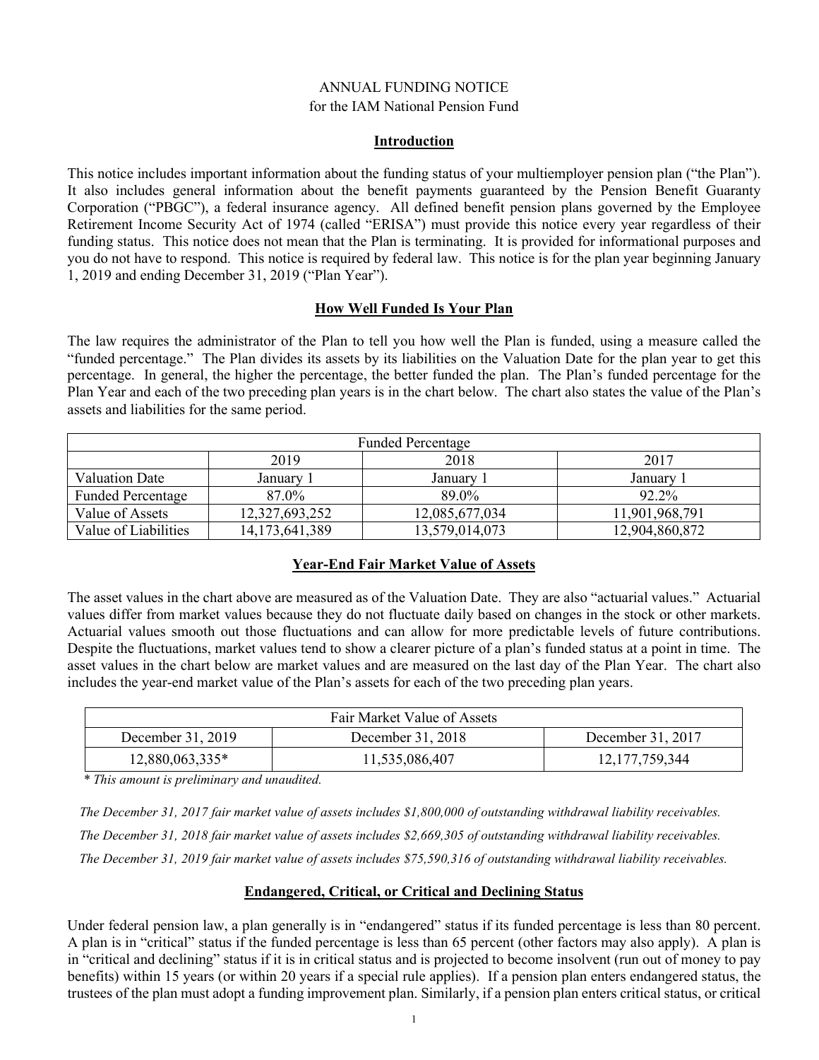# ANNUAL FUNDING NOTICE
for the IAM National Pension Fund

## Introduction

This notice includes important information about the funding status of your multiemployer pension plan ("the Plan"). It also includes general information about the benefit payments guaranteed by the Pension Benefit Guaranty Corporation ("PBGC"), a federal insurance agency. All defined benefit pension plans governed by the Employee Retirement Income Security Act of 1974 (called "ERISA") must provide this notice every year regardless of their funding status. This notice does not mean that the Plan is terminating. It is provided for informational purposes and you do not have to respond. This notice is required by federal law. This notice is for the plan year beginning January 1, 2019 and ending December 31, 2019 ("Plan Year").

## How Well Funded Is Your Plan

The law requires the administrator of the Plan to tell you how well the Plan is funded, using a measure called the "funded percentage." The Plan divides its assets by its liabilities on the Valuation Date for the plan year to get this percentage. In general, the higher the percentage, the better funded the plan. The Plan's funded percentage for the Plan Year and each of the two preceding plan years is in the chart below. The chart also states the value of the Plan's assets and liabilities for the same period.

| Funded Percentage | | | |
|---|---|---|---|
| | 2019 | 2018 | 2017 |
| Valuation Date | January 1 | January 1 | January 1 |
| Funded Percentage | 87.0% | 89.0% | 92.2% |
| Value of Assets | 12,327,693,252 | 12,085,677,034 | 11,901,968,791 |
| Value of Liabilities | 14,173,641,389 | 13,579,014,073 | 12,904,860,872 |

## Year-End Fair Market Value of Assets

The asset values in the chart above are measured as of the Valuation Date. They are also "actuarial values." Actuarial values differ from market values because they do not fluctuate daily based on changes in the stock or other markets. Actuarial values smooth out those fluctuations and can allow for more predictable levels of future contributions. Despite the fluctuations, market values tend to show a clearer picture of a plan's funded status at a point in time. The asset values in the chart below are market values and are measured on the last day of the Plan Year. The chart also includes the year-end market value of the Plan's assets for each of the two preceding plan years.

| Fair Market Value of Assets | | |
|---|---|---|
| December 31, 2019 | December 31, 2018 | December 31, 2017 |
| 12,880,063,335* | 11,535,086,407 | 12,177,759,344 |

*\* This amount is preliminary and unaudited.*

*The December 31, 2017 fair market value of assets includes $1,800,000 of outstanding withdrawal liability receivables.*

*The December 31, 2018 fair market value of assets includes $2,669,305 of outstanding withdrawal liability receivables.*

*The December 31, 2019 fair market value of assets includes $75,590,316 of outstanding withdrawal liability receivables.*

## Endangered, Critical, or Critical and Declining Status

Under federal pension law, a plan generally is in "endangered" status if its funded percentage is less than 80 percent. A plan is in "critical" status if the funded percentage is less than 65 percent (other factors may also apply). A plan is in "critical and declining" status if it is in critical status and is projected to become insolvent (run out of money to pay benefits) within 15 years (or within 20 years if a special rule applies). If a pension plan enters endangered status, the trustees of the plan must adopt a funding improvement plan. Similarly, if a pension plan enters critical status, or critical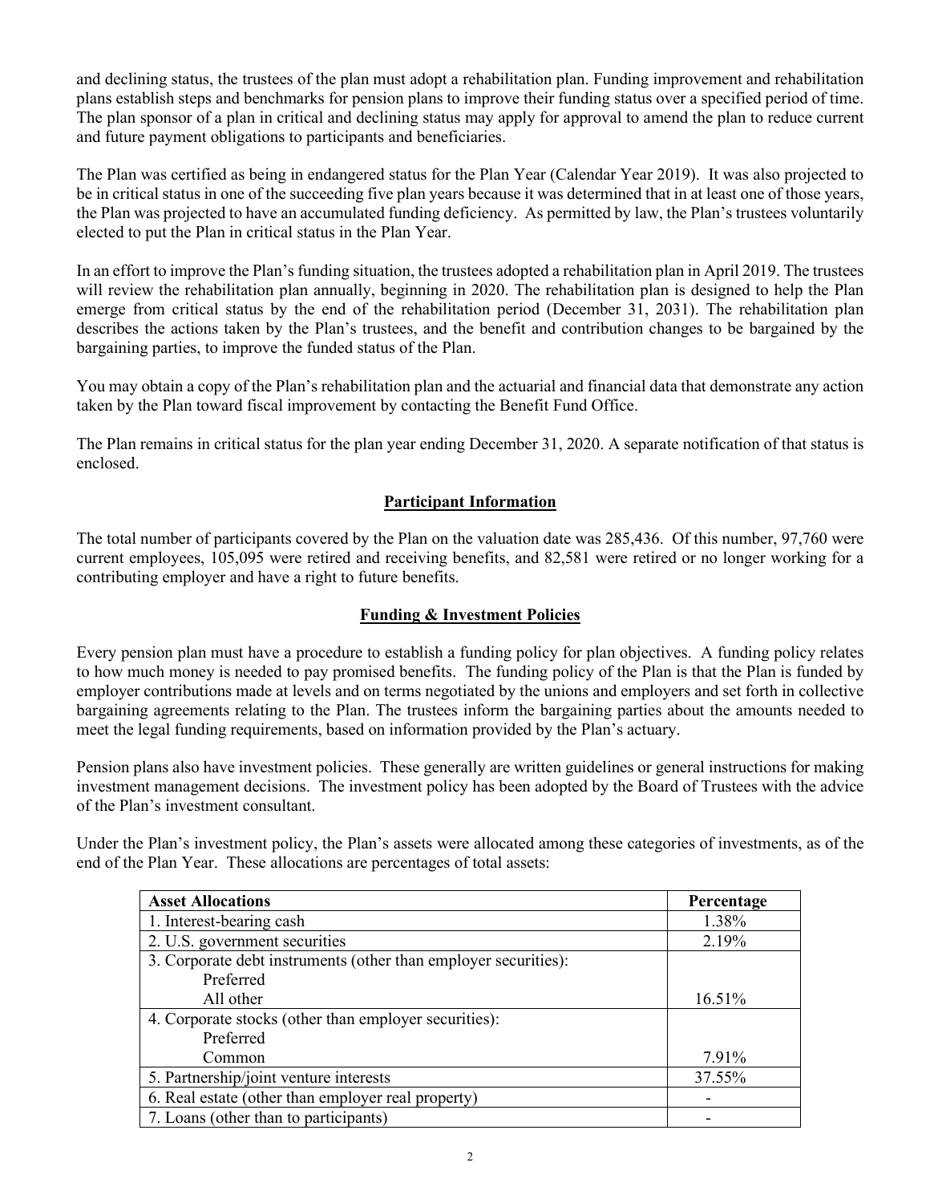and declining status, the trustees of the plan must adopt a rehabilitation plan. Funding improvement and rehabilitation plans establish steps and benchmarks for pension plans to improve their funding status over a specified period of time. The plan sponsor of a plan in critical and declining status may apply for approval to amend the plan to reduce current and future payment obligations to participants and beneficiaries.

The Plan was certified as being in endangered status for the Plan Year (Calendar Year 2019). It was also projected to be in critical status in one of the succeeding five plan years because it was determined that in at least one of those years, the Plan was projected to have an accumulated funding deficiency. As permitted by law, the Plan's trustees voluntarily elected to put the Plan in critical status in the Plan Year.

In an effort to improve the Plan's funding situation, the trustees adopted a rehabilitation plan in April 2019. The trustees will review the rehabilitation plan annually, beginning in 2020. The rehabilitation plan is designed to help the Plan emerge from critical status by the end of the rehabilitation period (December 31, 2031). The rehabilitation plan describes the actions taken by the Plan's trustees, and the benefit and contribution changes to be bargained by the bargaining parties, to improve the funded status of the Plan.

You may obtain a copy of the Plan's rehabilitation plan and the actuarial and financial data that demonstrate any action taken by the Plan toward fiscal improvement by contacting the Benefit Fund Office.

The Plan remains in critical status for the plan year ending December 31, 2020. A separate notification of that status is enclosed.

## Participant Information

The total number of participants covered by the Plan on the valuation date was 285,436. Of this number, 97,760 were current employees, 105,095 were retired and receiving benefits, and 82,581 were retired or no longer working for a contributing employer and have a right to future benefits.

## Funding & Investment Policies

Every pension plan must have a procedure to establish a funding policy for plan objectives. A funding policy relates to how much money is needed to pay promised benefits. The funding policy of the Plan is that the Plan is funded by employer contributions made at levels and on terms negotiated by the unions and employers and set forth in collective bargaining agreements relating to the Plan. The trustees inform the bargaining parties about the amounts needed to meet the legal funding requirements, based on information provided by the Plan's actuary.

Pension plans also have investment policies. These generally are written guidelines or general instructions for making investment management decisions. The investment policy has been adopted by the Board of Trustees with the advice of the Plan's investment consultant.

Under the Plan's investment policy, the Plan's assets were allocated among these categories of investments, as of the end of the Plan Year. These allocations are percentages of total assets:

| Asset Allocations | Percentage |
|---|---|
| 1. Interest-bearing cash | 1.38% |
| 2. U.S. government securities | 2.19% |
| 3. Corporate debt instruments (other than employer securities): | |
| Preferred | |
| All other | 16.51% |
| 4. Corporate stocks (other than employer securities): | |
| Preferred | |
| Common | 7.91% |
| 5. Partnership/joint venture interests | 37.55% |
| 6. Real estate (other than employer real property) | - |
| 7. Loans (other than to participants) | - |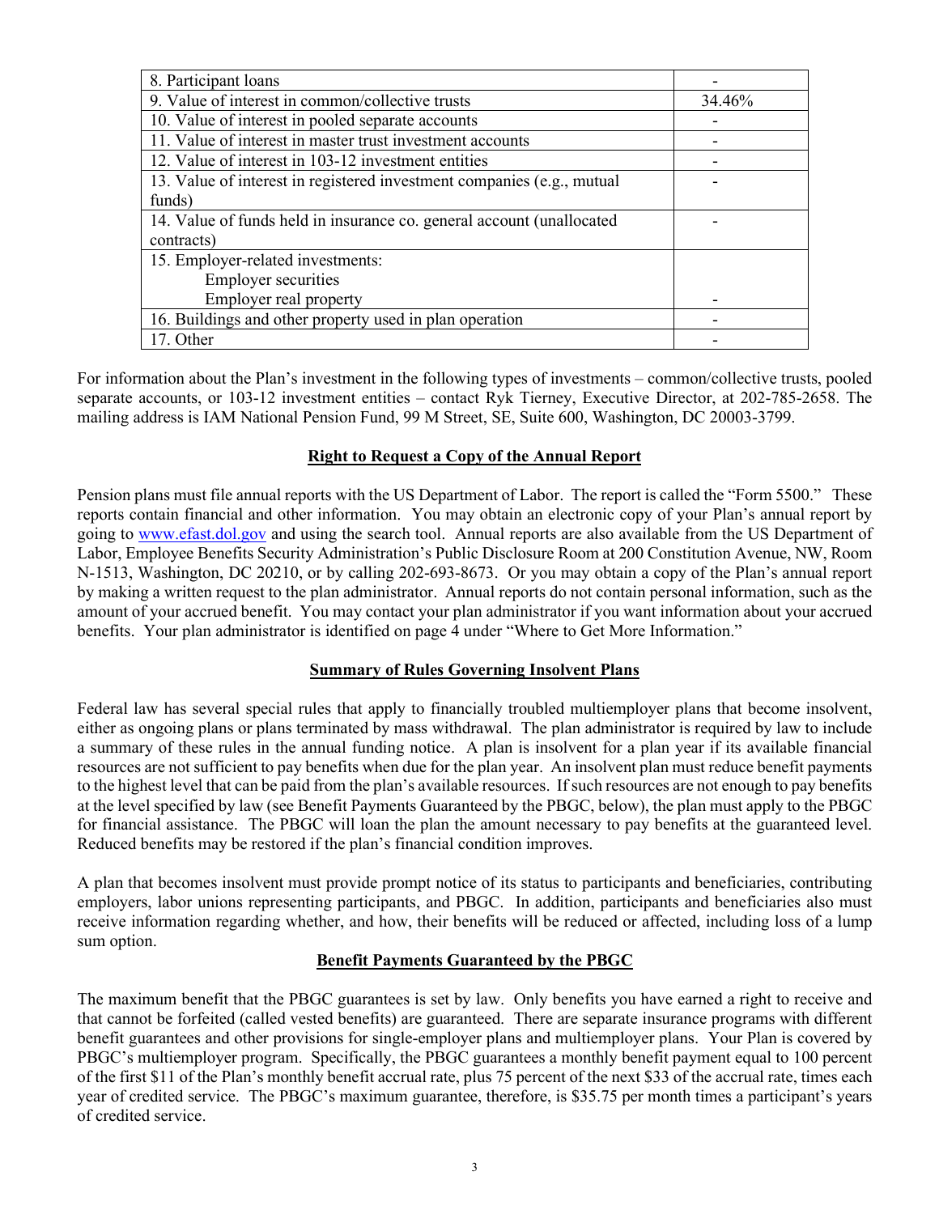| | |
|---|---|
| 8. Participant loans | - |
| 9. Value of interest in common/collective trusts | 34.46% |
| 10. Value of interest in pooled separate accounts | - |
| 11. Value of interest in master trust investment accounts | - |
| 12. Value of interest in 103-12 investment entities | - |
| 13. Value of interest in registered investment companies (e.g., mutual funds) | - |
| 14. Value of funds held in insurance co. general account (unallocated contracts) | - |
| 15. Employer-related investments:<br>Employer securities<br>Employer real property | - |
| 16. Buildings and other property used in plan operation | - |
| 17. Other | - |

For information about the Plan's investment in the following types of investments – common/collective trusts, pooled separate accounts, or 103-12 investment entities – contact Ryk Tierney, Executive Director, at 202-785-2658. The mailing address is IAM National Pension Fund, 99 M Street, SE, Suite 600, Washington, DC 20003-3799.

## Right to Request a Copy of the Annual Report

Pension plans must file annual reports with the US Department of Labor. The report is called the "Form 5500." These reports contain financial and other information. You may obtain an electronic copy of your Plan's annual report by going to [www.efast.dol.gov](http://www.efast.dol.gov) and using the search tool. Annual reports are also available from the US Department of Labor, Employee Benefits Security Administration's Public Disclosure Room at 200 Constitution Avenue, NW, Room N-1513, Washington, DC 20210, or by calling 202-693-8673. Or you may obtain a copy of the Plan's annual report by making a written request to the plan administrator. Annual reports do not contain personal information, such as the amount of your accrued benefit. You may contact your plan administrator if you want information about your accrued benefits. Your plan administrator is identified on page 4 under "Where to Get More Information."

## Summary of Rules Governing Insolvent Plans

Federal law has several special rules that apply to financially troubled multiemployer plans that become insolvent, either as ongoing plans or plans terminated by mass withdrawal. The plan administrator is required by law to include a summary of these rules in the annual funding notice. A plan is insolvent for a plan year if its available financial resources are not sufficient to pay benefits when due for the plan year. An insolvent plan must reduce benefit payments to the highest level that can be paid from the plan's available resources. If such resources are not enough to pay benefits at the level specified by law (see Benefit Payments Guaranteed by the PBGC, below), the plan must apply to the PBGC for financial assistance. The PBGC will loan the plan the amount necessary to pay benefits at the guaranteed level. Reduced benefits may be restored if the plan's financial condition improves.

A plan that becomes insolvent must provide prompt notice of its status to participants and beneficiaries, contributing employers, labor unions representing participants, and PBGC. In addition, participants and beneficiaries also must receive information regarding whether, and how, their benefits will be reduced or affected, including loss of a lump sum option.

## Benefit Payments Guaranteed by the PBGC

The maximum benefit that the PBGC guarantees is set by law. Only benefits you have earned a right to receive and that cannot be forfeited (called vested benefits) are guaranteed. There are separate insurance programs with different benefit guarantees and other provisions for single-employer plans and multiemployer plans. Your Plan is covered by PBGC's multiemployer program. Specifically, the PBGC guarantees a monthly benefit payment equal to 100 percent of the first $11 of the Plan's monthly benefit accrual rate, plus 75 percent of the next $33 of the accrual rate, times each year of credited service. The PBGC's maximum guarantee, therefore, is $35.75 per month times a participant's years of credited service.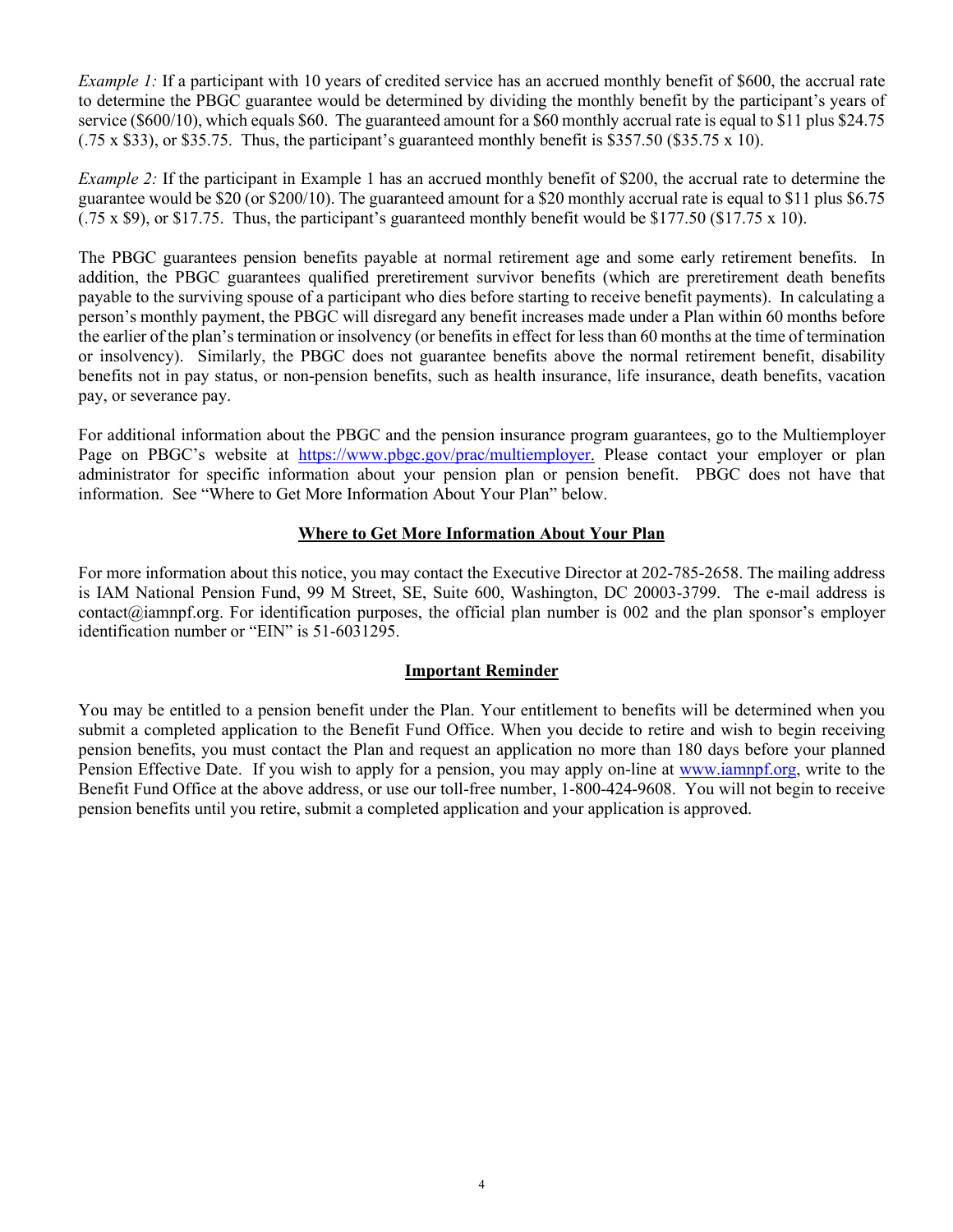*Example 1:* If a participant with 10 years of credited service has an accrued monthly benefit of $600, the accrual rate to determine the PBGC guarantee would be determined by dividing the monthly benefit by the participant's years of service ($600/10), which equals $60. The guaranteed amount for a $60 monthly accrual rate is equal to $11 plus $24.75 (.75 x $33), or $35.75. Thus, the participant's guaranteed monthly benefit is $357.50 ($35.75 x 10).

*Example 2:* If the participant in Example 1 has an accrued monthly benefit of $200, the accrual rate to determine the guarantee would be $20 (or $200/10). The guaranteed amount for a $20 monthly accrual rate is equal to $11 plus $6.75 (.75 x $9), or $17.75. Thus, the participant's guaranteed monthly benefit would be $177.50 ($17.75 x 10).

The PBGC guarantees pension benefits payable at normal retirement age and some early retirement benefits. In addition, the PBGC guarantees qualified preretirement survivor benefits (which are preretirement death benefits payable to the surviving spouse of a participant who dies before starting to receive benefit payments). In calculating a person's monthly payment, the PBGC will disregard any benefit increases made under a Plan within 60 months before the earlier of the plan's termination or insolvency (or benefits in effect for less than 60 months at the time of termination or insolvency). Similarly, the PBGC does not guarantee benefits above the normal retirement benefit, disability benefits not in pay status, or non-pension benefits, such as health insurance, life insurance, death benefits, vacation pay, or severance pay.

For additional information about the PBGC and the pension insurance program guarantees, go to the Multiemployer Page on PBGC's website at https://www.pbgc.gov/prac/multiemployer. Please contact your employer or plan administrator for specific information about your pension plan or pension benefit. PBGC does not have that information. See "Where to Get More Information About Your Plan" below.

## Where to Get More Information About Your Plan

For more information about this notice, you may contact the Executive Director at 202-785-2658. The mailing address is IAM National Pension Fund, 99 M Street, SE, Suite 600, Washington, DC 20003-3799. The e-mail address is contact@iamnpf.org. For identification purposes, the official plan number is 002 and the plan sponsor's employer identification number or "EIN" is 51-6031295.

## Important Reminder

You may be entitled to a pension benefit under the Plan. Your entitlement to benefits will be determined when you submit a completed application to the Benefit Fund Office. When you decide to retire and wish to begin receiving pension benefits, you must contact the Plan and request an application no more than 180 days before your planned Pension Effective Date. If you wish to apply for a pension, you may apply on-line at www.iamnpf.org, write to the Benefit Fund Office at the above address, or use our toll-free number, 1-800-424-9608. You will not begin to receive pension benefits until you retire, submit a completed application and your application is approved.